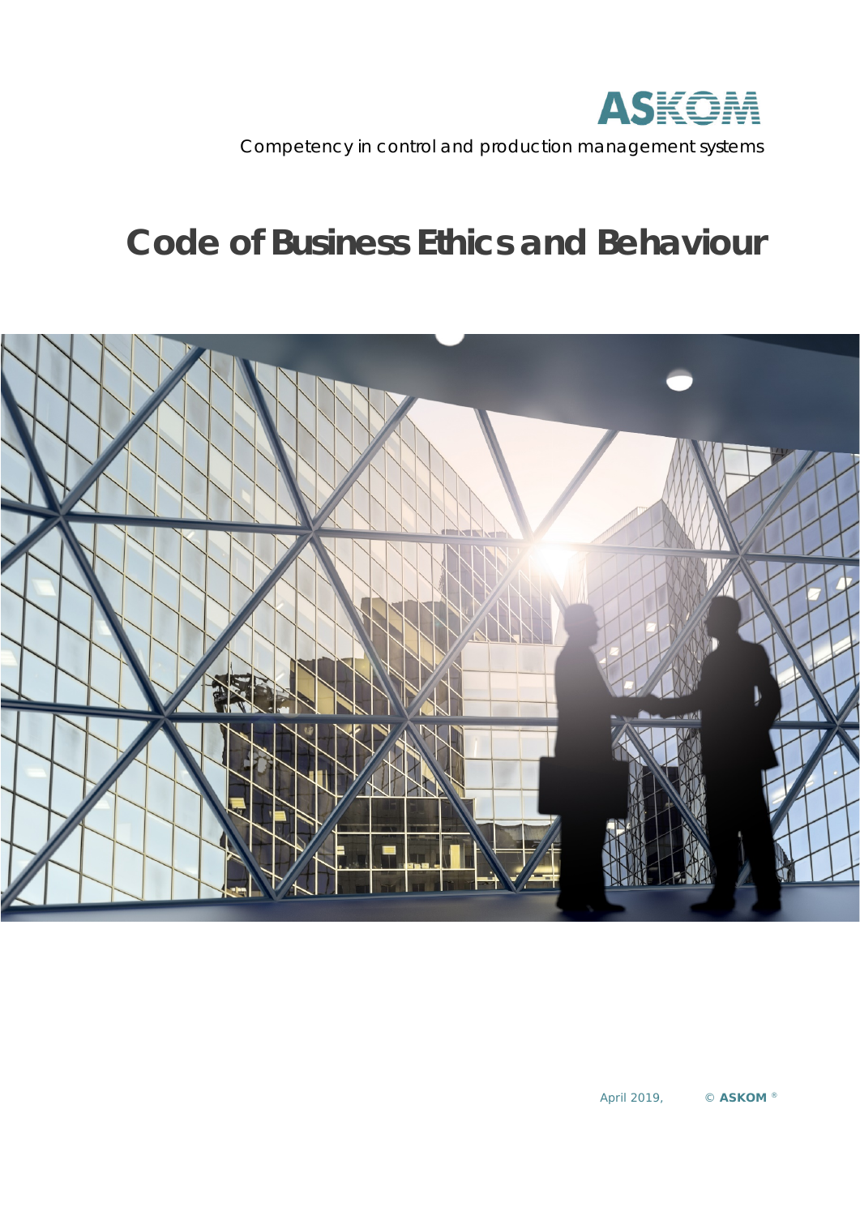ASKOM

Competency in control and production management systems

# Code of Business Ethics and Behaviour

April 2019, © **ASKOM** ®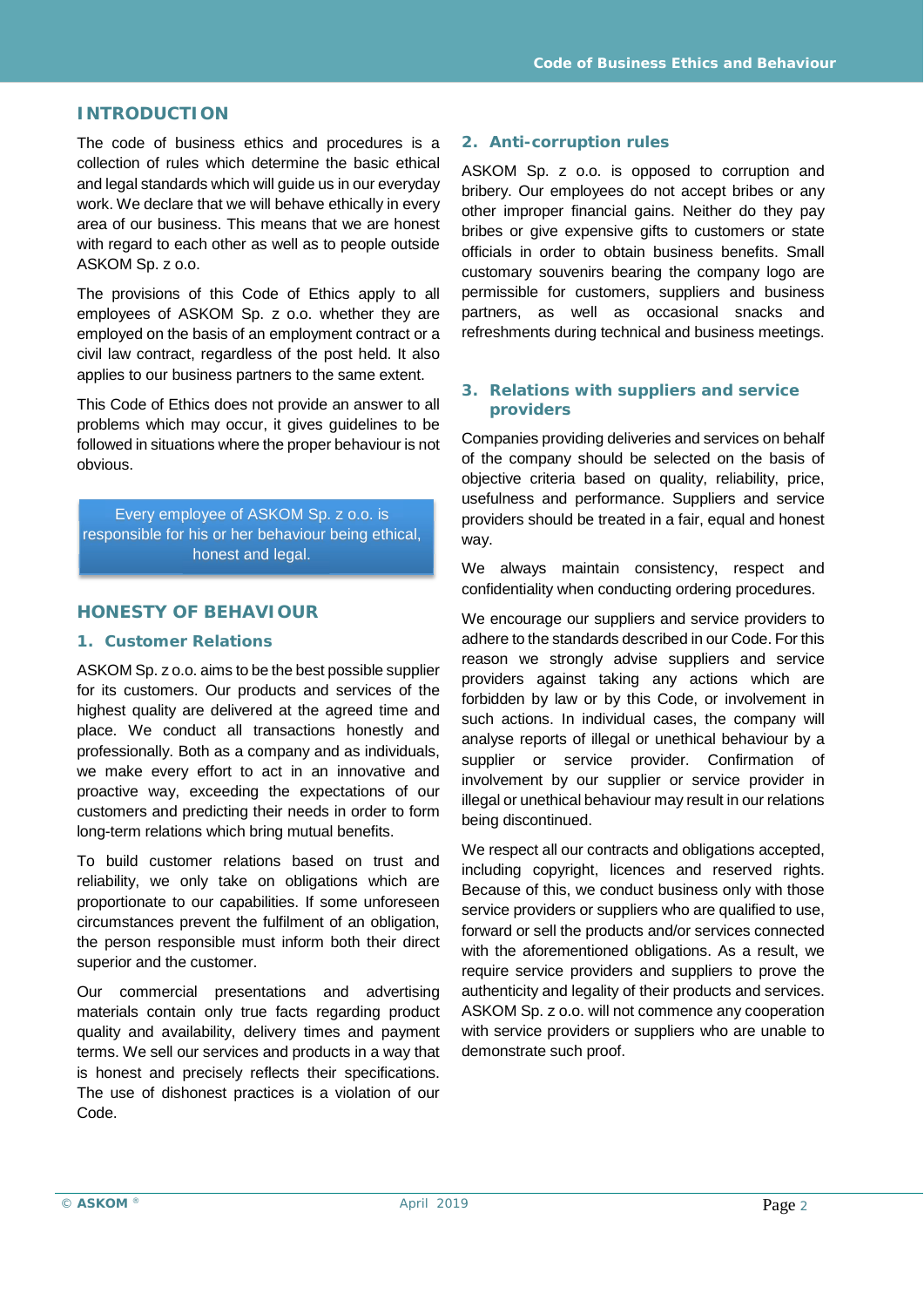## INTRODUCTION

The code of business ethics and procedures is a collection of rules which determine the basic ethical and legal standards which will guide us in our everyday work. We declare that we will behave ethically in every area of our business. This means that we are honest with regard to each other as well as to people outside ASKOM Sp. z o.o.

The provisions of this Code of Ethics apply to all employees of ASKOM Sp. z o.o. whether they are employed on the basis of an employment contract or a civil law contract, regardless of the post held. It also applies to our business partners to the same extent.

This Code of Ethics does not provide an answer to all problems which may occur, it gives guidelines to be followed in situations where the proper behaviour is not obvious.

Every employee of ASKOM Sp. z o.o. is responsible for his or her behaviour being ethical, honest and legal.

## HONESTY OF BEHAVIOUR

### 1. Customer Relations

ASKOM Sp. z o.o. aims to be the best possible supplier for its customers. Our products and services of the highest quality are delivered at the agreed time and place. We conduct all transactions honestly and professionally. Both as a company and as individuals, we make every effort to act in an innovative and proactive way, exceeding the expectations of our customers and predicting their needs in order to form long-term relations which bring mutual benefits.

To build customer relations based on trust and reliability, we only take on obligations which are proportionate to our capabilities. If some unforeseen circumstances prevent the fulfilment of an obligation, the person responsible must inform both their direct superior and the customer.

Our commercial presentations and advertising materials contain only true facts regarding product quality and availability, delivery times and payment terms. We sell our services and products in a way that is honest and precisely reflects their specifications. The use of dishonest practices is a violation of our Code.

### 2. Anti-corruption rules

ASKOM Sp. z o.o. is opposed to corruption and bribery. Our employees do not accept bribes or any other improper financial gains. Neither do they pay bribes or give expensive gifts to customers or state officials in order to obtain business benefits. Small customary souvenirs bearing the company logo are permissible for customers, suppliers and business partners, as well as occasional snacks and refreshments during technical and business meetings.

### 3. Relations with suppliers and service providers

Companies providing deliveries and services on behalf of the company should be selected on the basis of objective criteria based on quality, reliability, price, usefulness and performance. Suppliers and service providers should be treated in a fair, equal and honest way.

We always maintain consistency, respect and confidentiality when conducting ordering procedures.

We encourage our suppliers and service providers to adhere to the standards described in our Code. For this reason we strongly advise suppliers and service providers against taking any actions which are forbidden by law or by this Code, or involvement in such actions. In individual cases, the company will analyse reports of illegal or unethical behaviour by a supplier or service provider. Confirmation of involvement by our supplier or service provider in illegal or unethical behaviour may result in our relations being discontinued.

We respect all our contracts and obligations accepted, including copyright, licences and reserved rights. Because of this, we conduct business only with those service providers or suppliers who are qualified to use, forward or sell the products and/or services connected with the aforementioned obligations. As a result, we require service providers and suppliers to prove the authenticity and legality of their products and services. ASKOM Sp. z o.o. will not commence any cooperation with service providers or suppliers who are unable to demonstrate such proof.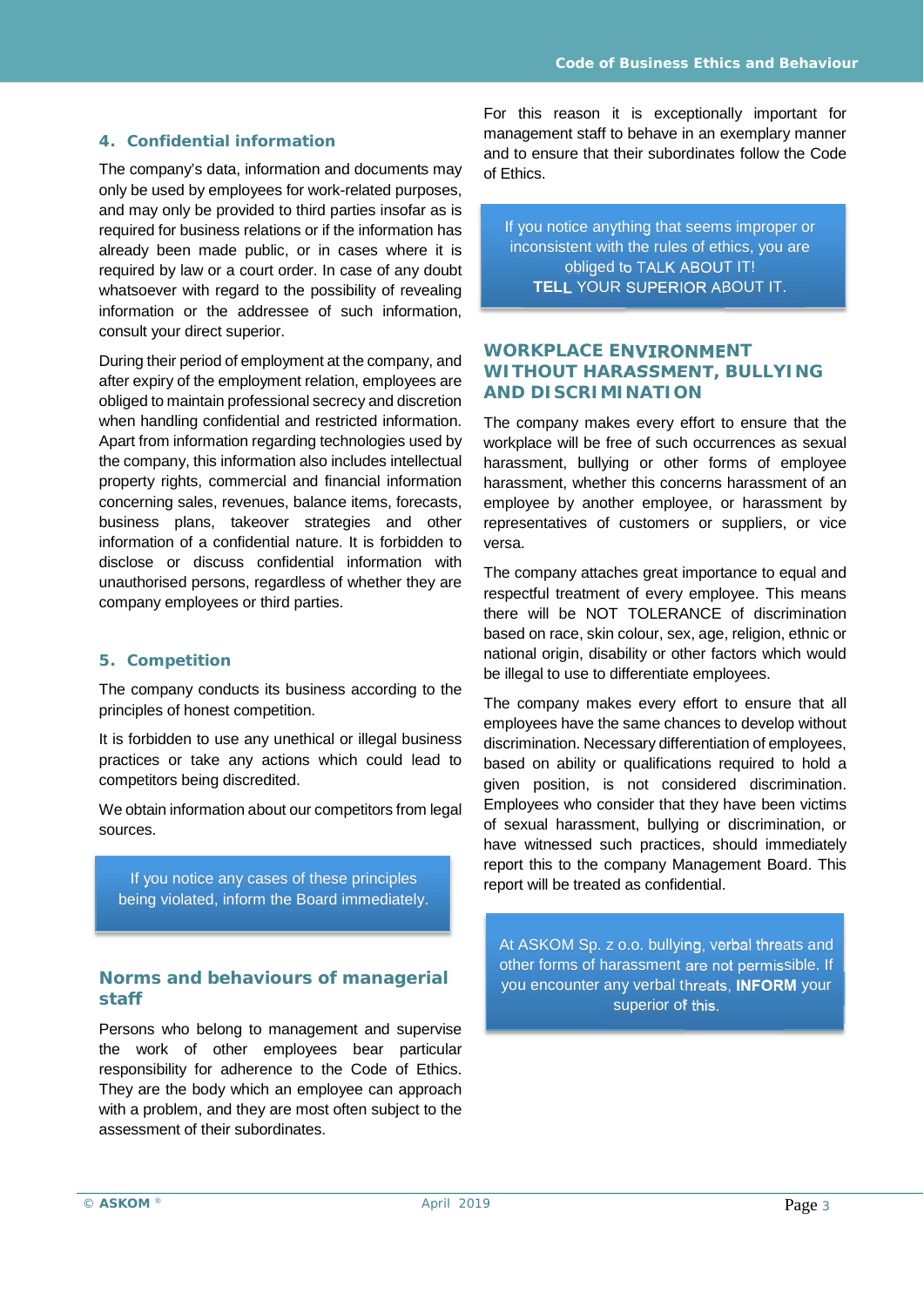## 4. Confidential information

The company's data, information and documents may only be used by employees for work-related purposes, and may only be provided to third parties insofar as is required for business relations or if the information has already been made public, or in cases where it is required by law or a court order. In case of any doubt whatsoever with regard to the possibility of revealing information or the addressee of such information, consult your direct superior.

During their period of employment at the company, and after expiry of the employment relation, employees are obliged to maintain professional secrecy and discretion when handling confidential and restricted information. Apart from information regarding technologies used by the company, this information also includes intellectual property rights, commercial and financial information concerning sales, revenues, balance items, forecasts, business plans, takeover strategies and other information of a confidential nature. It is forbidden to disclose or discuss confidential information with unauthorised persons, regardless of whether they are company employees or third parties.

## 5. Competition

The company conducts its business according to the principles of honest competition.

It is forbidden to use any unethical or illegal business practices or take any actions which could lead to competitors being discredited.

We obtain information about our competitors from legal sources.

> If you notice any cases of these principles being violated, inform the Board immediately.

## Norms and behaviours of managerial staff

Persons who belong to management and supervise the work of other employees bear particular responsibility for adherence to the Code of Ethics. They are the body which an employee can approach with a problem, and they are most often subject to the assessment of their subordinates.

For this reason it is exceptionally important for management staff to behave in an exemplary manner and to ensure that their subordinates follow the Code of Ethics.

> If you notice anything that seems improper or inconsistent with the rules of ethics, you are obliged to TALK ABOUT IT!
> **TELL** YOUR SUPERIOR ABOUT IT.

## WORKPLACE ENVIRONMENT WITHOUT HARASSMENT, BULLYING AND DISCRIMINATION

The company makes every effort to ensure that the workplace will be free of such occurrences as sexual harassment, bullying or other forms of employee harassment, whether this concerns harassment of an employee by another employee, or harassment by representatives of customers or suppliers, or vice versa.

The company attaches great importance to equal and respectful treatment of every employee. This means there will be NOT TOLERANCE of discrimination based on race, skin colour, sex, age, religion, ethnic or national origin, disability or other factors which would be illegal to use to differentiate employees.

The company makes every effort to ensure that all employees have the same chances to develop without discrimination. Necessary differentiation of employees, based on ability or qualifications required to hold a given position, is not considered discrimination. Employees who consider that they have been victims of sexual harassment, bullying or discrimination, or have witnessed such practices, should immediately report this to the company Management Board. This report will be treated as confidential.

> At ASKOM Sp. z o.o. bullying, verbal threats and other forms of harassment are not permissible. If you encounter any verbal threats, **INFORM** your superior of this.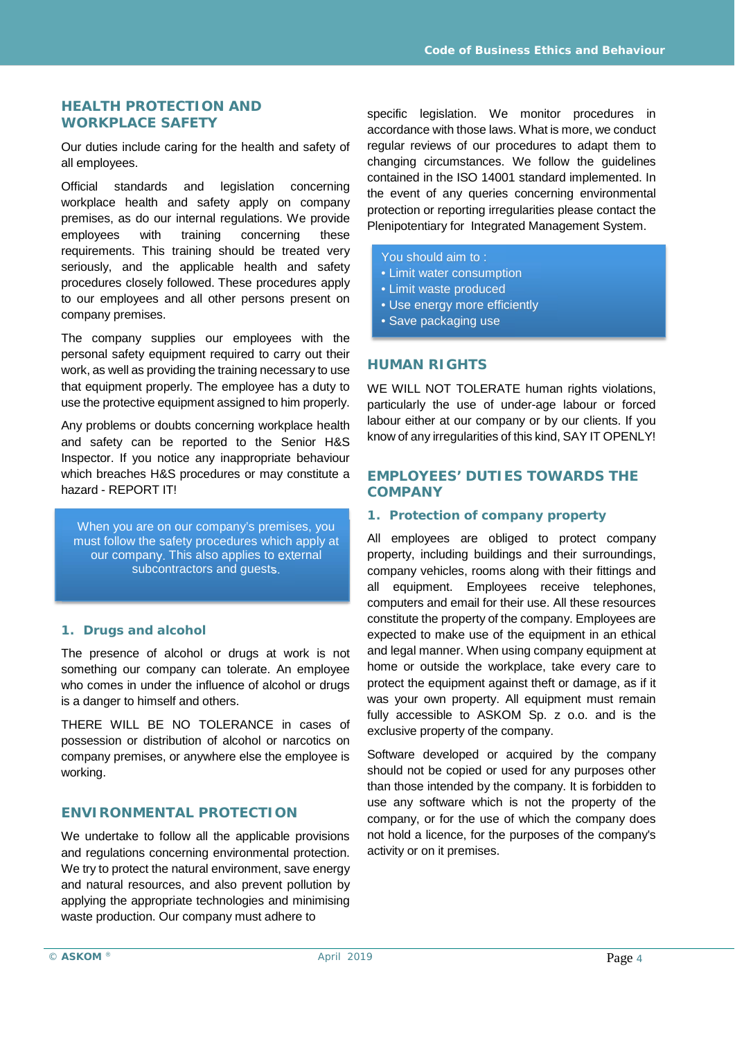## HEALTH PROTECTION AND WORKPLACE SAFETY

Our duties include caring for the health and safety of all employees.

Official standards and legislation concerning workplace health and safety apply on company premises, as do our internal regulations. We provide employees with training concerning these requirements. This training should be treated very seriously, and the applicable health and safety procedures closely followed. These procedures apply to our employees and all other persons present on company premises.

The company supplies our employees with the personal safety equipment required to carry out their work, as well as providing the training necessary to use that equipment properly. The employee has a duty to use the protective equipment assigned to him properly.

Any problems or doubts concerning workplace health and safety can be reported to the Senior H&S Inspector. If you notice any inappropriate behaviour which breaches H&S procedures or may constitute a hazard - REPORT IT!

> When you are on our company's premises, you must follow the safety procedures which apply at our company. This also applies to external subcontractors and guests.

### 1. Drugs and alcohol

The presence of alcohol or drugs at work is not something our company can tolerate. An employee who comes in under the influence of alcohol or drugs is a danger to himself and others.

THERE WILL BE NO TOLERANCE in cases of possession or distribution of alcohol or narcotics on company premises, or anywhere else the employee is working.

## ENVIRONMENTAL PROTECTION

We undertake to follow all the applicable provisions and regulations concerning environmental protection. We try to protect the natural environment, save energy and natural resources, and also prevent pollution by applying the appropriate technologies and minimising waste production. Our company must adhere to specific legislation. We monitor procedures in accordance with those laws. What is more, we conduct regular reviews of our procedures to adapt them to changing circumstances. We follow the guidelines contained in the ISO 14001 standard implemented. In the event of any queries concerning environmental protection or reporting irregularities please contact the Plenipotentiary for Integrated Management System.

> You should aim to :
> - Limit water consumption
> - Limit waste produced
> - Use energy more efficiently
> - Save packaging use

## HUMAN RIGHTS

WE WILL NOT TOLERATE human rights violations, particularly the use of under-age labour or forced labour either at our company or by our clients. If you know of any irregularities of this kind, SAY IT OPENLY!

## EMPLOYEES' DUTIES TOWARDS THE COMPANY

### 1. Protection of company property

All employees are obliged to protect company property, including buildings and their surroundings, company vehicles, rooms along with their fittings and all equipment. Employees receive telephones, computers and email for their use. All these resources constitute the property of the company. Employees are expected to make use of the equipment in an ethical and legal manner. When using company equipment at home or outside the workplace, take every care to protect the equipment against theft or damage, as if it was your own property. All equipment must remain fully accessible to ASKOM Sp. z o.o. and is the exclusive property of the company.

Software developed or acquired by the company should not be copied or used for any purposes other than those intended by the company. It is forbidden to use any software which is not the property of the company, or for the use of which the company does not hold a licence, for the purposes of the company's activity or on it premises.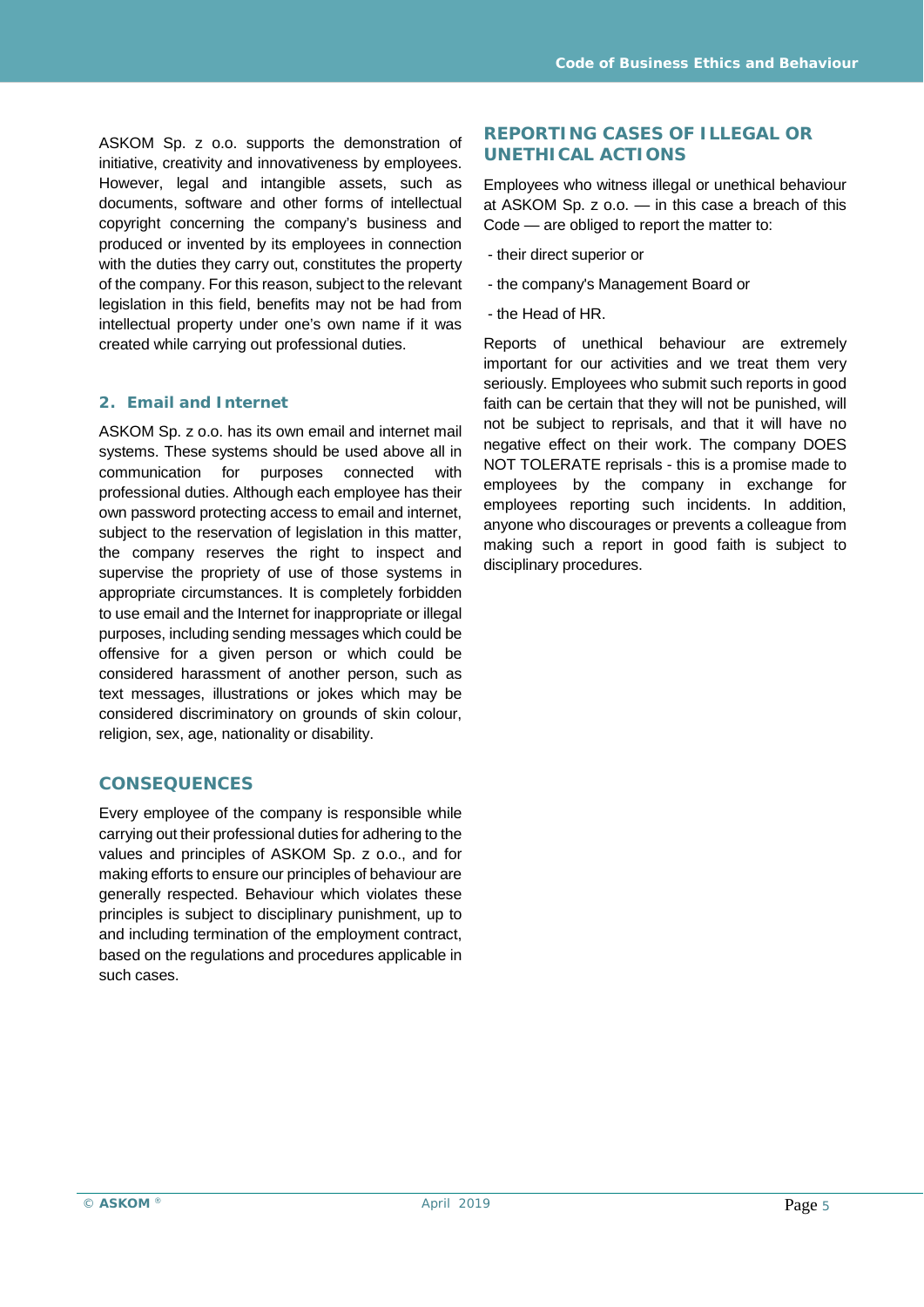ASKOM Sp. z o.o. supports the demonstration of initiative, creativity and innovativeness by employees. However, legal and intangible assets, such as documents, software and other forms of intellectual copyright concerning the company's business and produced or invented by its employees in connection with the duties they carry out, constitutes the property of the company. For this reason, subject to the relevant legislation in this field, benefits may not be had from intellectual property under one's own name if it was created while carrying out professional duties.

### 2. Email and Internet

ASKOM Sp. z o.o. has its own email and internet mail systems. These systems should be used above all in communication for purposes connected with professional duties. Although each employee has their own password protecting access to email and internet, subject to the reservation of legislation in this matter, the company reserves the right to inspect and supervise the propriety of use of those systems in appropriate circumstances. It is completely forbidden to use email and the Internet for inappropriate or illegal purposes, including sending messages which could be offensive for a given person or which could be considered harassment of another person, such as text messages, illustrations or jokes which may be considered discriminatory on grounds of skin colour, religion, sex, age, nationality or disability.

## CONSEQUENCES

Every employee of the company is responsible while carrying out their professional duties for adhering to the values and principles of ASKOM Sp. z o.o., and for making efforts to ensure our principles of behaviour are generally respected. Behaviour which violates these principles is subject to disciplinary punishment, up to and including termination of the employment contract, based on the regulations and procedures applicable in such cases.

## REPORTING CASES OF ILLEGAL OR UNETHICAL ACTIONS

Employees who witness illegal or unethical behaviour at ASKOM Sp. z o.o. — in this case a breach of this Code — are obliged to report the matter to:

- their direct superior or
- the company's Management Board or
- the Head of HR.

Reports of unethical behaviour are extremely important for our activities and we treat them very seriously. Employees who submit such reports in good faith can be certain that they will not be punished, will not be subject to reprisals, and that it will have no negative effect on their work. The company DOES NOT TOLERATE reprisals - this is a promise made to employees by the company in exchange for employees reporting such incidents. In addition, anyone who discourages or prevents a colleague from making such a report in good faith is subject to disciplinary procedures.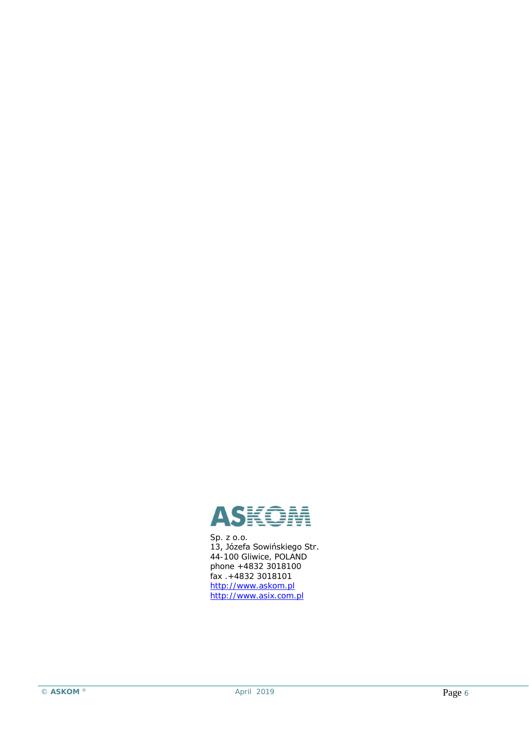ASKOM

Sp. z o.o.
13, Józefa Sowińskiego Str.
44-100 Gliwice, POLAND
phone +4832 3018100
fax .+4832 3018101
http://www.askom.pl
http://www.asix.com.pl